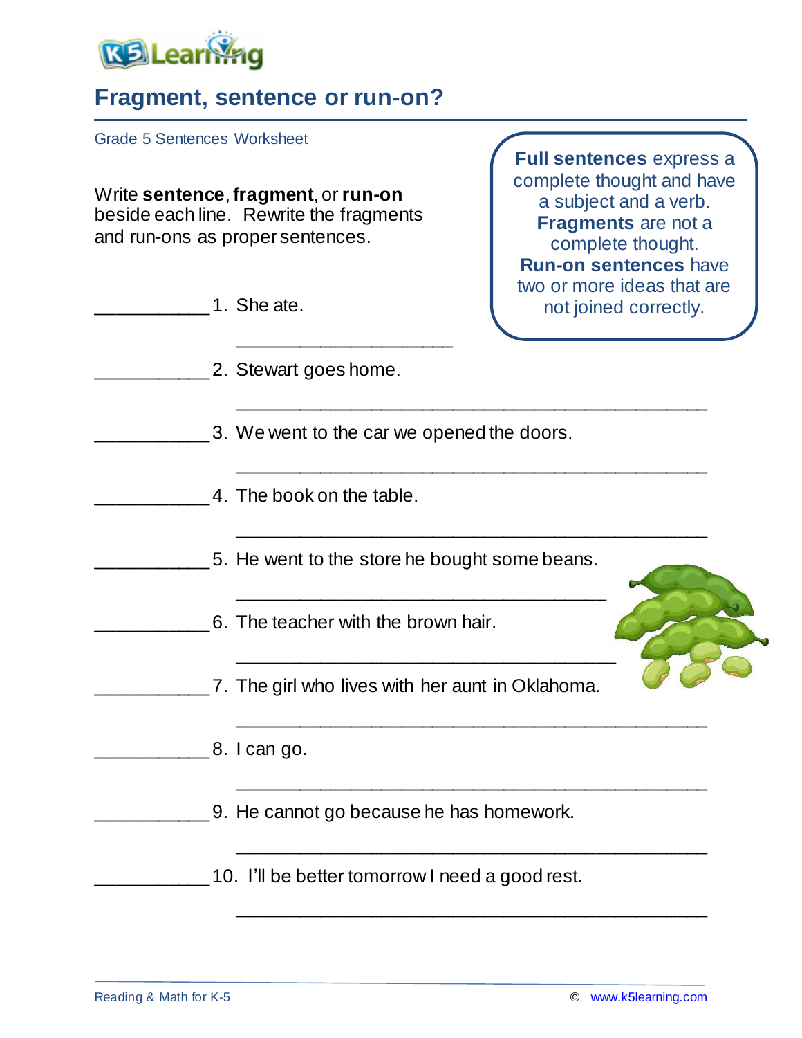# Fragment, sentence or run-on?

Grade 5 Sentences Worksheet

Write **sentence**, **fragment**, or **run-on** beside each line. Rewrite the fragments and run-ons as proper sentences.

> **Full sentences** express a complete thought and have a subject and a verb.
> **Fragments** are not a complete thought.
> **Run-on sentences** have two or more ideas that are not joined correctly.

___________ 1. She ate.

_____________________

___________ 2. Stewart goes home.

_____________________________________________

___________ 3. We went to the car we opened the doors.

_____________________________________________

___________ 4. The book on the table.

_____________________________________________

___________ 5. He went to the store he bought some beans.

___________________________________

___________ 6. The teacher with the brown hair.

____________________________________

___________ 7. The girl who lives with her aunt in Oklahoma.

_____________________________________________

___________ 8. I can go.

_____________________________________________

___________ 9. He cannot go because he has homework.

_____________________________________________

___________ 10. I'll be better tomorrow I need a good rest.

_____________________________________________

Reading & Math for K-5 © www.k5learning.com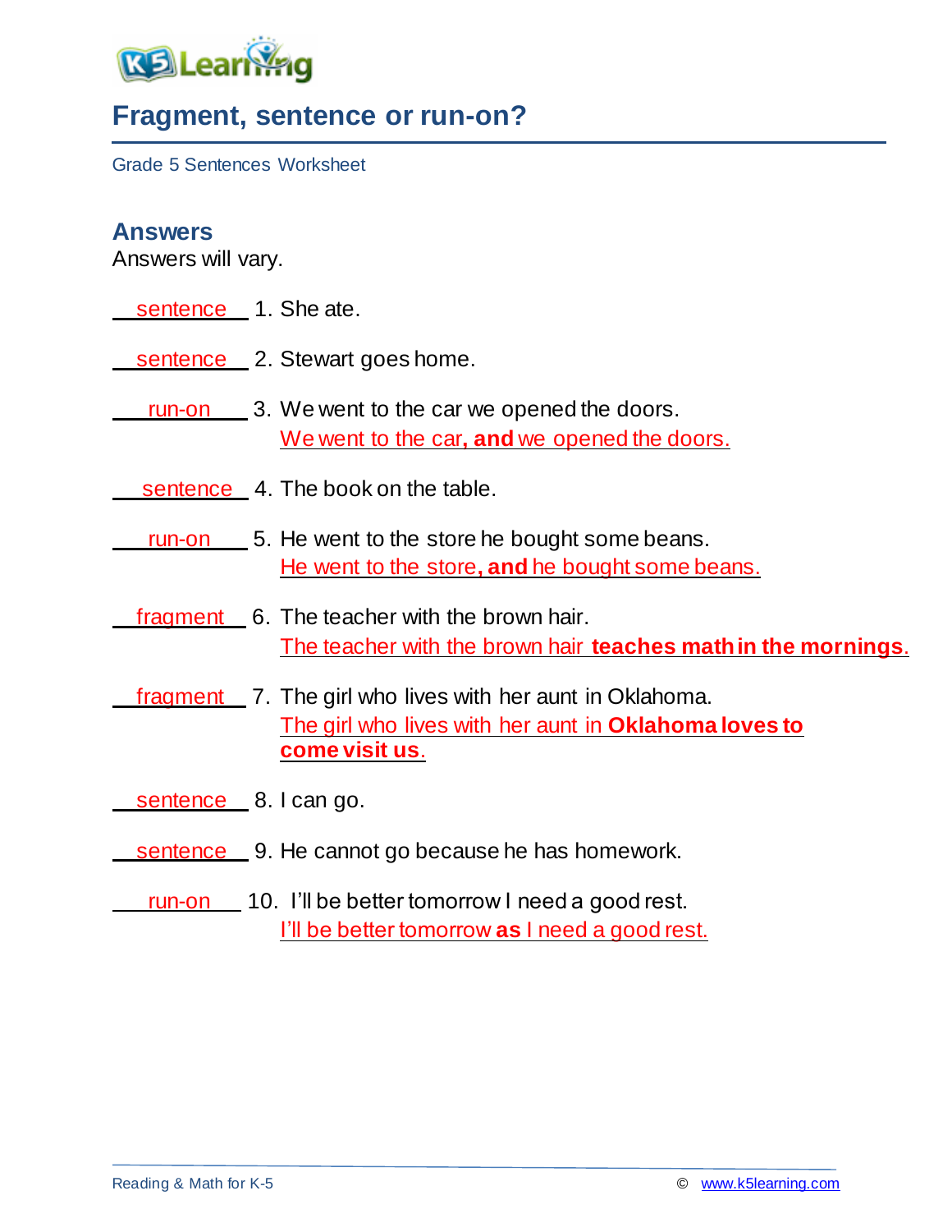# Fragment, sentence or run-on?

Grade 5 Sentences Worksheet

## Answers

Answers will vary.

__sentence__ 1. She ate.

__sentence__ 2. Stewart goes home.

__run-on__ 3. We went to the car we opened the doors.
We went to the car**, and** we opened the doors.

__sentence__ 4. The book on the table.

__run-on__ 5. He went to the store he bought some beans.
He went to the store**, and** he bought some beans.

__fragment__ 6. The teacher with the brown hair.
The teacher with the brown hair **teaches math in the mornings**.

__fragment__ 7. The girl who lives with her aunt in Oklahoma.
The girl who lives with her aunt in **Oklahoma loves to come visit us**.

__sentence__ 8. I can go.

__sentence__ 9. He cannot go because he has homework.

__run-on__ 10. I'll be better tomorrow I need a good rest.
I'll be better tomorrow **as** I need a good rest.